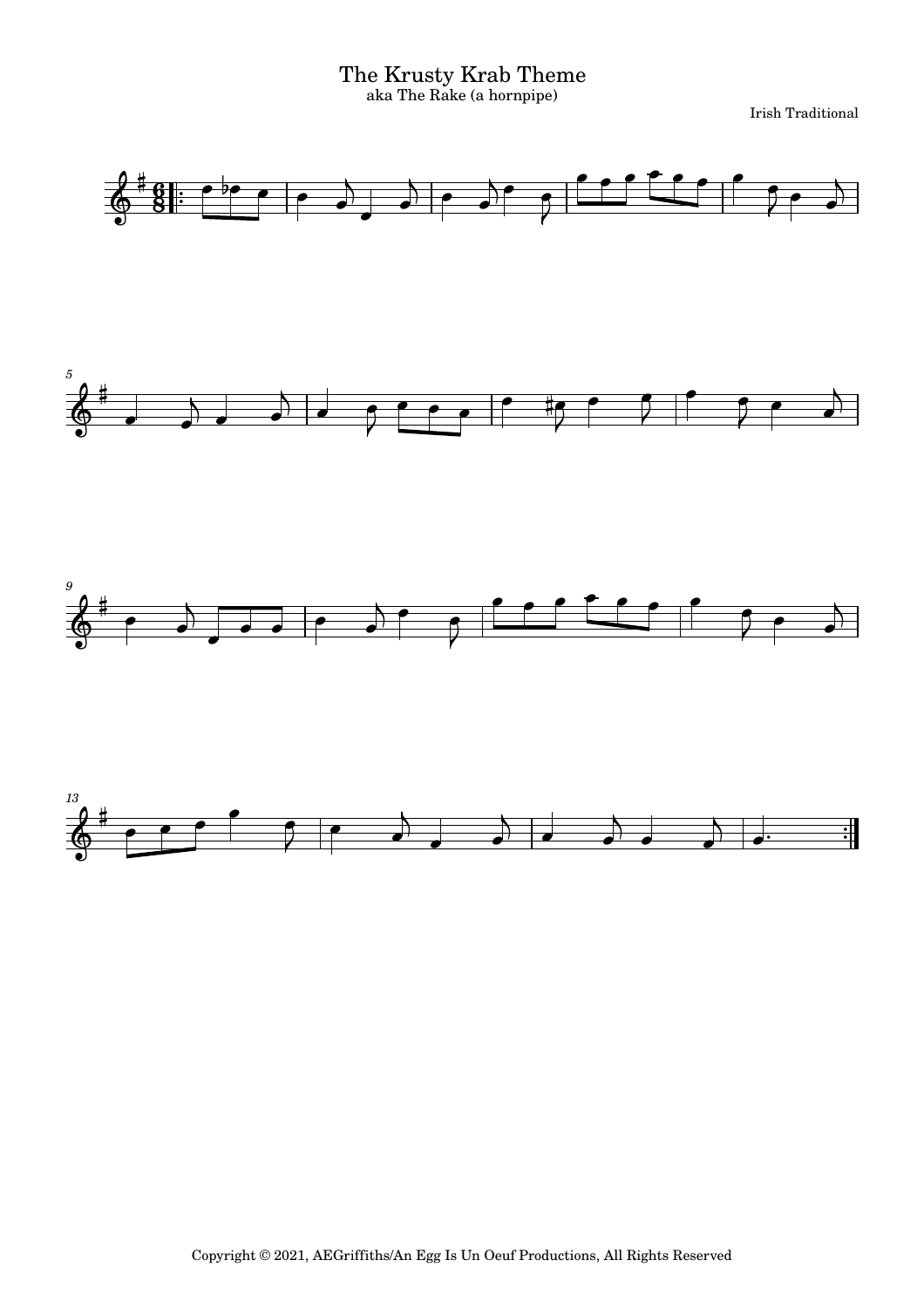# The Krusty Krab Theme

aka The Rake (a hornpipe)

Irish Traditional

Copyright © 2021, AEGriffiths/An Egg Is Un Oeuf Productions, All Rights Reserved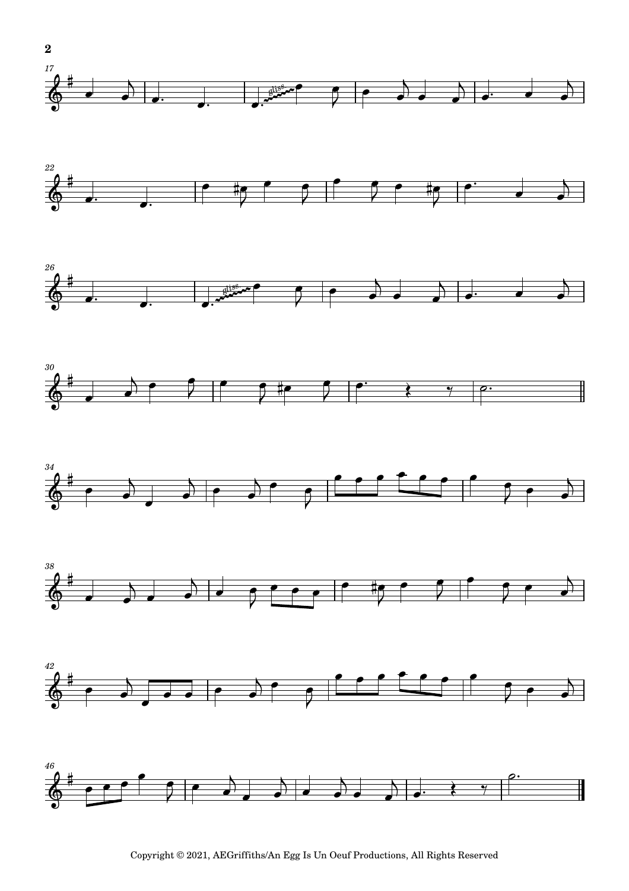Copyright © 2021, AEGriffiths/An Egg Is Un Oeuf Productions, All Rights Reserved